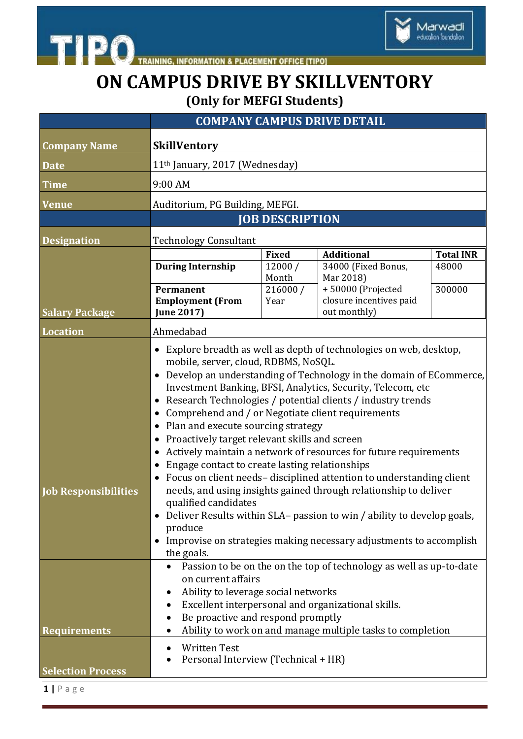TIPO — TRAINING, INFORMATION & PLACEMENT OFFICE [TIPO]

Marwadi education foundation

# ON CAMPUS DRIVE BY SKILLVENTORY

## (Only for MEFGI Students)

| | COMPANY CAMPUS DRIVE DETAIL |
|---|---|
| **Company Name** | **SkillVentory** |
| **Date** | 11th January, 2017 (Wednesday) |
| **Time** | 9:00 AM |
| **Venue** | Auditorium, PG Building, MEFGI. |

| | JOB DESCRIPTION |
|---|---|
| **Designation** | Technology Consultant |
| **Location** | Ahmedabad |

**Salary Package**

| | Fixed | Additional | Total INR |
|---|---|---|---|
| **During Internship** | 12000 / Month | 34000 (Fixed Bonus, Mar 2018) | 48000 |
| **Permanent Employment (From June 2017)** | 216000 / Year | + 50000 (Projected closure incentives paid out monthly) | 300000 |

**Job Responsibilities**

- Explore breadth as well as depth of technologies on web, desktop, mobile, server, cloud, RDBMS, NoSQL.
- Develop an understanding of Technology in the domain of ECommerce, Investment Banking, BFSI, Analytics, Security, Telecom, etc
- Research Technologies / potential clients / industry trends
- Comprehend and / or Negotiate client requirements
- Plan and execute sourcing strategy
- Proactively target relevant skills and screen
- Actively maintain a network of resources for future requirements
- Engage contact to create lasting relationships
- Focus on client needs– disciplined attention to understanding client needs, and using insights gained through relationship to deliver qualified candidates
- Deliver Results within SLA– passion to win / ability to develop goals, produce
- Improvise on strategies making necessary adjustments to accomplish the goals.

**Requirements**

- Passion to be on the on the top of technology as well as up-to-date on current affairs
- Ability to leverage social networks
- Excellent interpersonal and organizational skills.
- Be proactive and respond promptly
- Ability to work on and manage multiple tasks to completion

**Selection Process**

- Written Test
- Personal Interview (Technical + HR)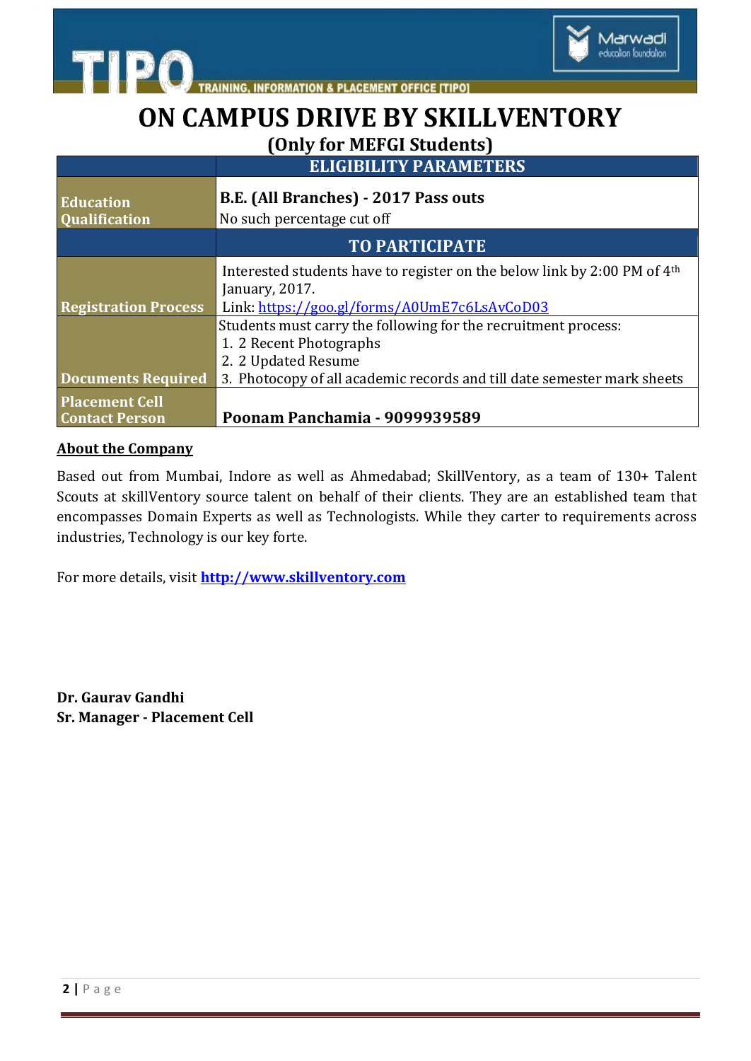# ON CAMPUS DRIVE BY SKILLVENTORY

## (Only for MEFGI Students)

| | ELIGIBILITY PARAMETERS |
|---|---|
| **Education Qualification** | **B.E. (All Branches) - 2017 Pass outs**<br>No such percentage cut off |
| | **TO PARTICIPATE** |
| **Registration Process** | Interested students have to register on the below link by 2:00 PM of 4th January, 2017.<br>Link: https://goo.gl/forms/A0UmE7c6LsAvCoD03 |
| **Documents Required** | Students must carry the following for the recruitment process:<br>1. 2 Recent Photographs<br>2. 2 Updated Resume<br>3. Photocopy of all academic records and till date semester mark sheets |
| **Placement Cell Contact Person** | **Poonam Panchamia - 9099939589** |

**About the Company**

Based out from Mumbai, Indore as well as Ahmedabad; SkillVentory, as a team of 130+ Talent Scouts at skillVentory source talent on behalf of their clients. They are an established team that encompasses Domain Experts as well as Technologists. While they carter to requirements across industries, Technology is our key forte.

For more details, visit **http://www.skillventory.com**

**Dr. Gaurav Gandhi**
**Sr. Manager - Placement Cell**